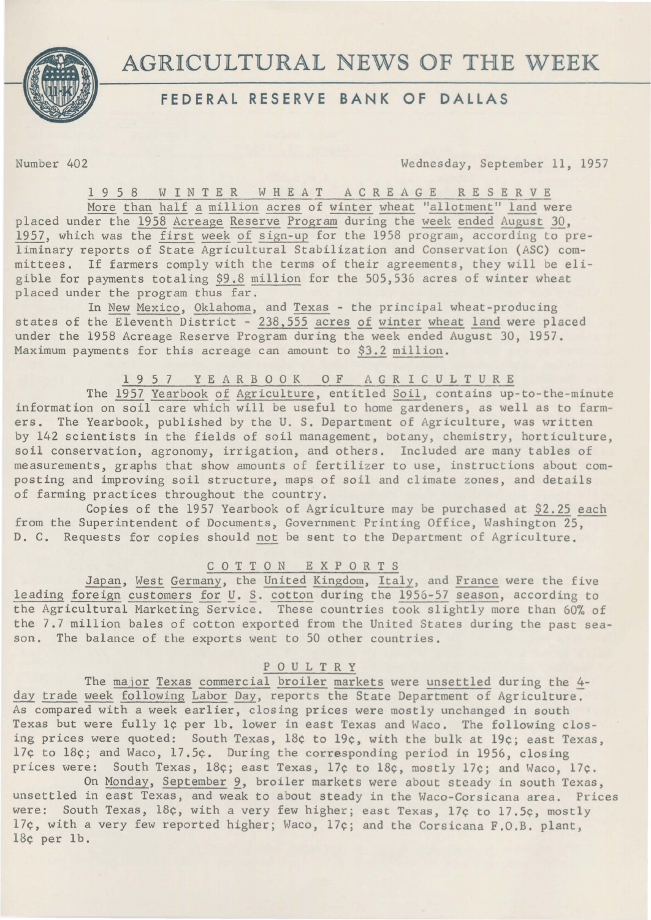# AGRICULTURAL NEWS OF THE WEEK

## FEDERAL RESERVE BANK OF DALLAS

Number 402 Wednesday, September 11, 1957

### 1958 WINTER WHEAT ACREAGE RESERVE

More than half a million acres of winter wheat "allotment" land were placed under the 1958 Acreage Reserve Program during the week ended August 30, 1957, which was the first week of sign-up for the 1958 program, according to preliminary reports of State Agricultural Stabilization and Conservation (ASC) committees. If farmers comply with the terms of their agreements, they will be eligible for payments totaling $9.8 million for the 505,536 acres of winter wheat placed under the program thus far.

In New Mexico, Oklahoma, and Texas - the principal wheat-producing states of the Eleventh District - 238,555 acres of winter wheat land were placed under the 1958 Acreage Reserve Program during the week ended August 30, 1957. Maximum payments for this acreage can amount to $3.2 million.

### 1957 YEARBOOK OF AGRICULTURE

The 1957 Yearbook of Agriculture, entitled Soil, contains up-to-the-minute information on soil care which will be useful to home gardeners, as well as to farmers. The Yearbook, published by the U. S. Department of Agriculture, was written by 142 scientists in the fields of soil management, botany, chemistry, horticulture, soil conservation, agronomy, irrigation, and others. Included are many tables of measurements, graphs that show amounts of fertilizer to use, instructions about composting and improving soil structure, maps of soil and climate zones, and details of farming practices throughout the country.

Copies of the 1957 Yearbook of Agriculture may be purchased at $2.25 each from the Superintendent of Documents, Government Printing Office, Washington 25, D. C. Requests for copies should not be sent to the Department of Agriculture.

### COTTON EXPORTS

Japan, West Germany, the United Kingdom, Italy, and France were the five leading foreign customers for U. S. cotton during the 1956-57 season, according to the Agricultural Marketing Service. These countries took slightly more than 60% of the 7.7 million bales of cotton exported from the United States during the past season. The balance of the exports went to 50 other countries.

### POULTRY

The major Texas commercial broiler markets were unsettled during the 4-day trade week following Labor Day, reports the State Department of Agriculture. As compared with a week earlier, closing prices were mostly unchanged in south Texas but were fully 1¢ per lb. lower in east Texas and Waco. The following closing prices were quoted: South Texas, 18¢ to 19¢, with the bulk at 19¢; east Texas, 17¢ to 18¢; and Waco, 17.5¢. During the corresponding period in 1956, closing prices were: South Texas, 18¢; east Texas, 17¢ to 18¢, mostly 17¢; and Waco, 17¢.

On Monday, September 9, broiler markets were about steady in south Texas, unsettled in east Texas, and weak to about steady in the Waco-Corsicana area. Prices were: South Texas, 18¢, with a very few higher; east Texas, 17¢ to 17.5¢, mostly 17¢, with a very few reported higher; Waco, 17¢; and the Corsicana F.O.B. plant, 18¢ per lb.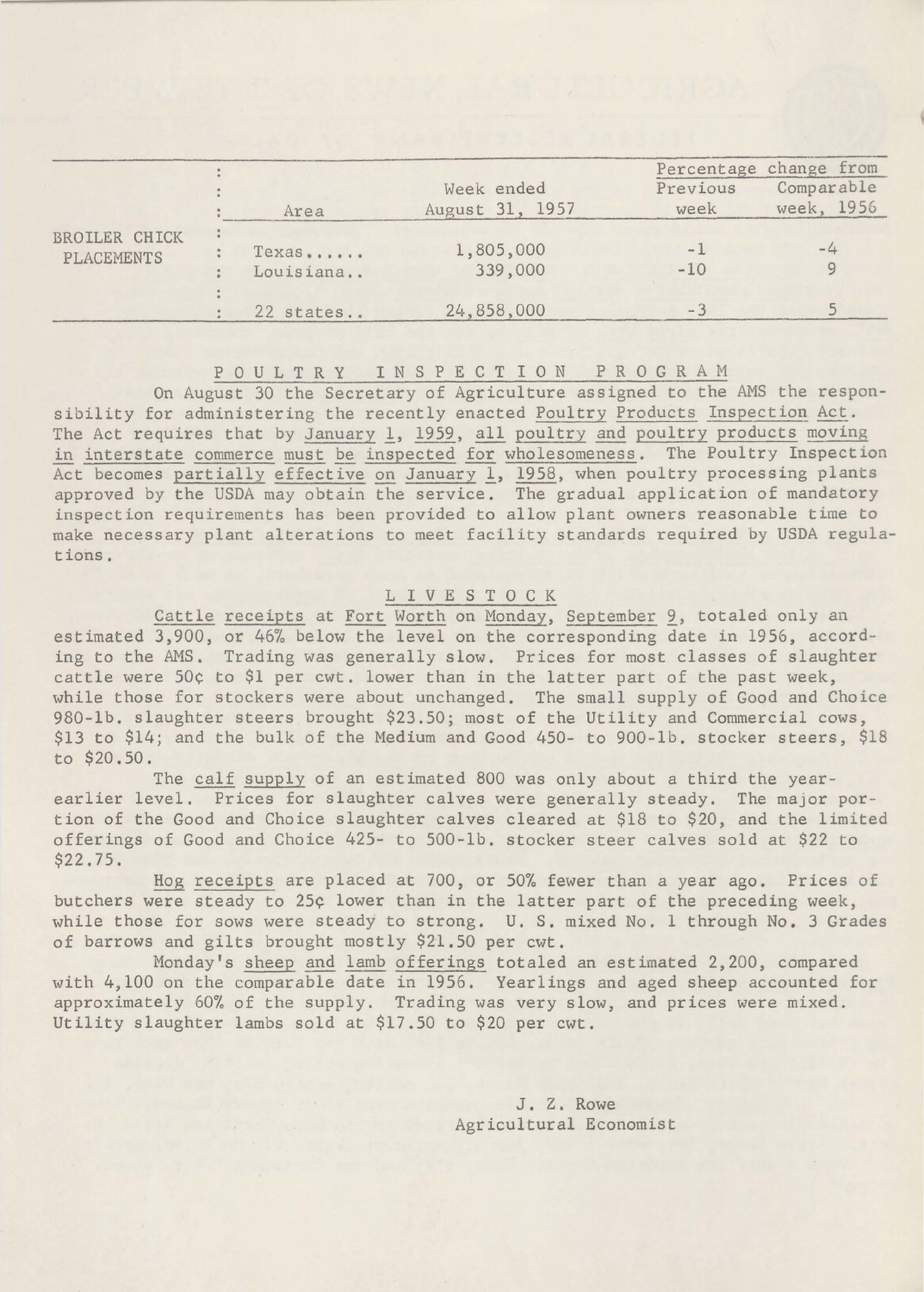| | Area | Week ended August 31, 1957 | Percentage change from | |
|---|---|---|---|---|
| | | | Previous week | Comparable week, 1956 |
| BROILER CHICK PLACEMENTS | Texas...... | 1,805,000 | -1 | -4 |
| | Louisiana.. | 339,000 | -10 | 9 |
| | 22 states.. | 24,858,000 | -3 | 5 |

## POULTRY INSPECTION PROGRAM

On August 30 the Secretary of Agriculture assigned to the AMS the responsibility for administering the recently enacted Poultry Products Inspection Act. The Act requires that by January 1, 1959, all poultry and poultry products moving in interstate commerce must be inspected for wholesomeness. The Poultry Inspection Act becomes partially effective on January 1, 1958, when poultry processing plants approved by the USDA may obtain the service. The gradual application of mandatory inspection requirements has been provided to allow plant owners reasonable time to make necessary plant alterations to meet facility standards required by USDA regulations.

## LIVESTOCK

Cattle receipts at Fort Worth on Monday, September 9, totaled only an estimated 3,900, or 46% below the level on the corresponding date in 1956, according to the AMS. Trading was generally slow. Prices for most classes of slaughter cattle were 50¢ to $1 per cwt. lower than in the latter part of the past week, while those for stockers were about unchanged. The small supply of Good and Choice 980-lb. slaughter steers brought $23.50; most of the Utility and Commercial cows, $13 to $14; and the bulk of the Medium and Good 450- to 900-lb. stocker steers, $18 to $20.50.

The calf supply of an estimated 800 was only about a third the year-earlier level. Prices for slaughter calves were generally steady. The major portion of the Good and Choice slaughter calves cleared at $18 to $20, and the limited offerings of Good and Choice 425- to 500-lb. stocker steer calves sold at $22 to $22.75.

Hog receipts are placed at 700, or 50% fewer than a year ago. Prices of butchers were steady to 25¢ lower than in the latter part of the preceding week, while those for sows were steady to strong. U. S. mixed No. 1 through No. 3 Grades of barrows and gilts brought mostly $21.50 per cwt.

Monday's sheep and lamb offerings totaled an estimated 2,200, compared with 4,100 on the comparable date in 1956. Yearlings and aged sheep accounted for approximately 60% of the supply. Trading was very slow, and prices were mixed. Utility slaughter lambs sold at $17.50 to $20 per cwt.

J. Z. Rowe
Agricultural Economist